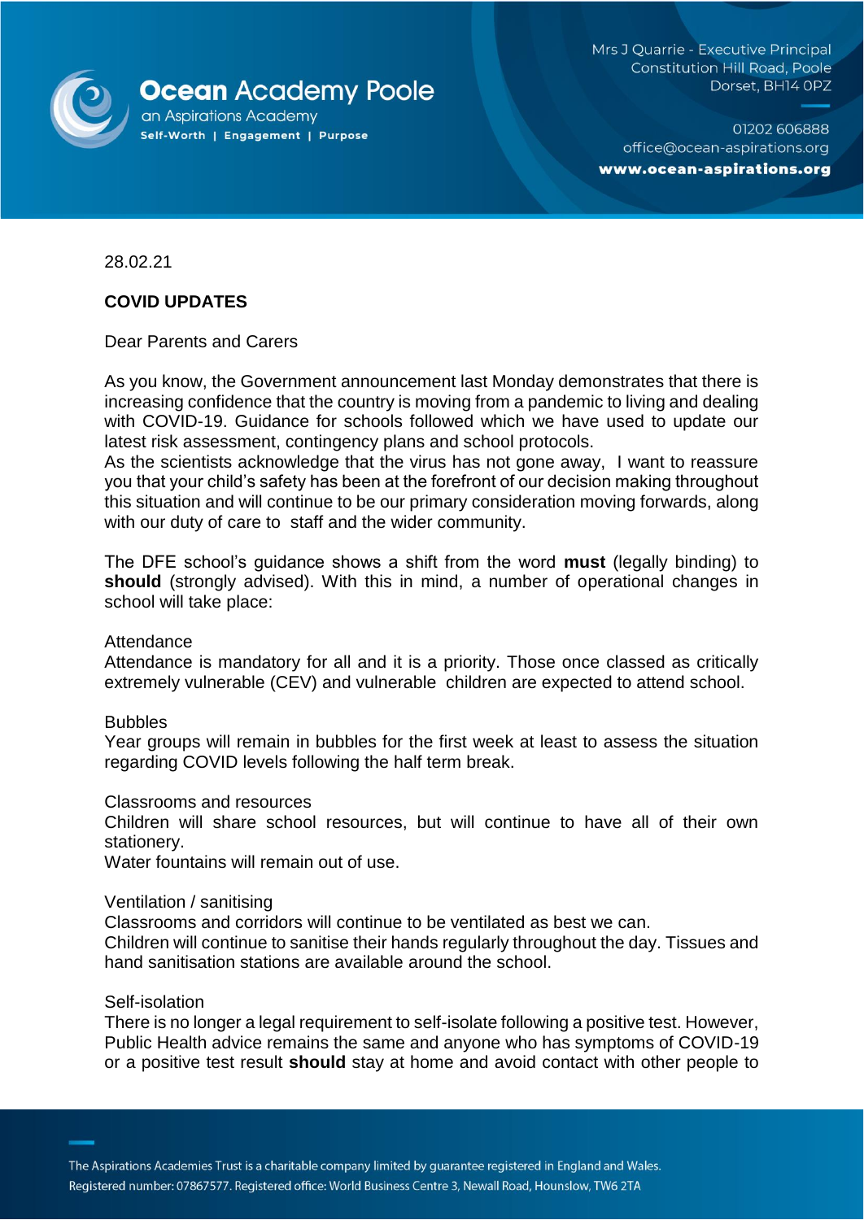**Ocean Academy Poole**
an Aspirations Academy
Self-Worth | Engagement | Purpose

Mrs J Quarrie - Executive Principal
Constitution Hill Road, Poole
Dorset, BH14 0PZ

01202 606888
office@ocean-aspirations.org
**www.ocean-aspirations.org**

28.02.21

**COVID UPDATES**

Dear Parents and Carers

As you know, the Government announcement last Monday demonstrates that there is increasing confidence that the country is moving from a pandemic to living and dealing with COVID-19. Guidance for schools followed which we have used to update our latest risk assessment, contingency plans and school protocols.
As the scientists acknowledge that the virus has not gone away, I want to reassure you that your child's safety has been at the forefront of our decision making throughout this situation and will continue to be our primary consideration moving forwards, along with our duty of care to staff and the wider community.

The DFE school's guidance shows a shift from the word **must** (legally binding) to **should** (strongly advised). With this in mind, a number of operational changes in school will take place:

Attendance
Attendance is mandatory for all and it is a priority. Those once classed as critically extremely vulnerable (CEV) and vulnerable children are expected to attend school.

Bubbles
Year groups will remain in bubbles for the first week at least to assess the situation regarding COVID levels following the half term break.

Classrooms and resources
Children will share school resources, but will continue to have all of their own stationery.
Water fountains will remain out of use.

Ventilation / sanitising
Classrooms and corridors will continue to be ventilated as best we can.
Children will continue to sanitise their hands regularly throughout the day. Tissues and hand sanitisation stations are available around the school.

Self-isolation
There is no longer a legal requirement to self-isolate following a positive test. However, Public Health advice remains the same and anyone who has symptoms of COVID-19 or a positive test result **should** stay at home and avoid contact with other people to

The Aspirations Academies Trust is a charitable company limited by guarantee registered in England and Wales.
Registered number: 07867577. Registered office: World Business Centre 3, Newall Road, Hounslow, TW6 2TA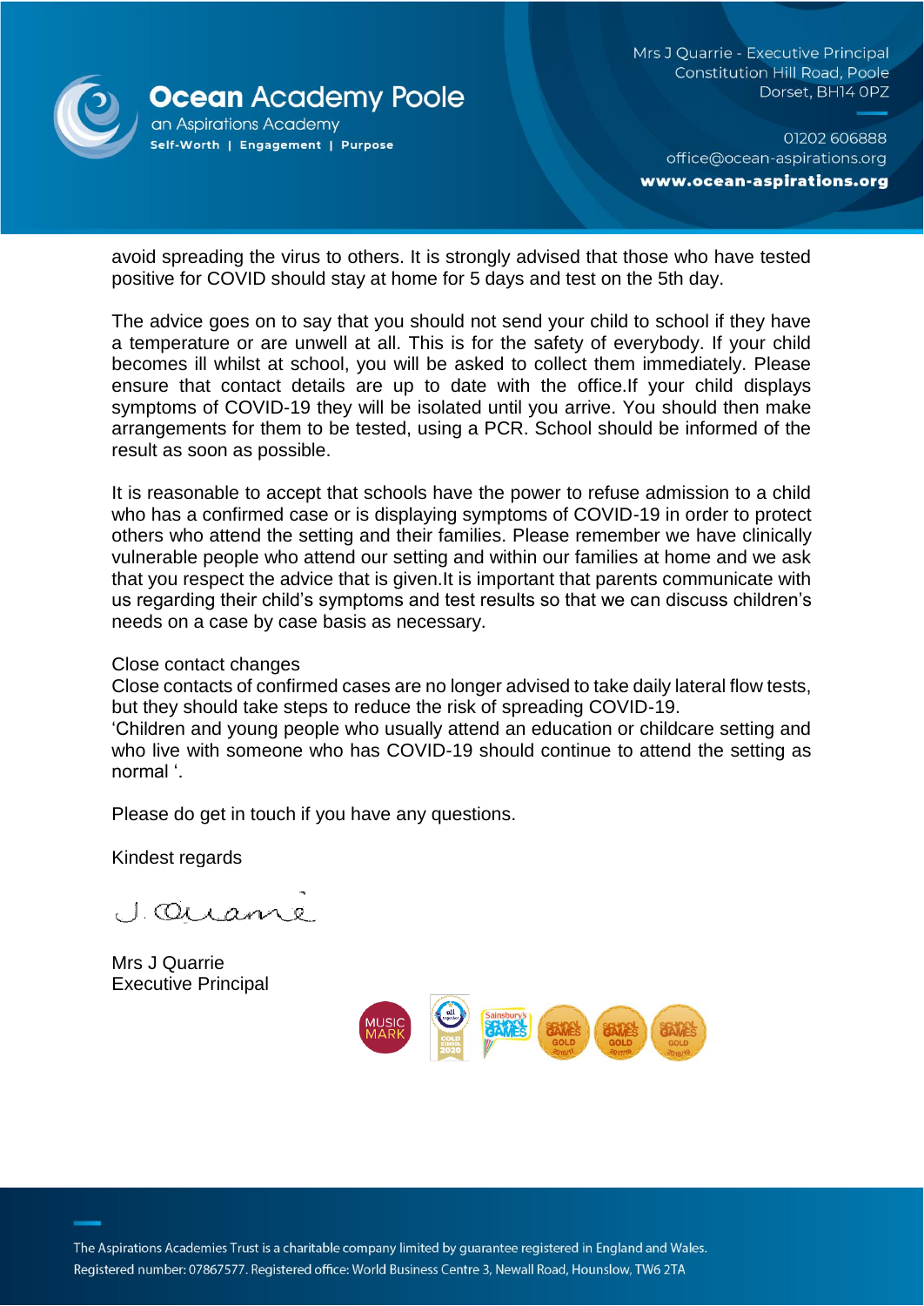avoid spreading the virus to others. It is strongly advised that those who have tested positive for COVID should stay at home for 5 days and test on the 5th day.

The advice goes on to say that you should not send your child to school if they have a temperature or are unwell at all. This is for the safety of everybody. If your child becomes ill whilst at school, you will be asked to collect them immediately. Please ensure that contact details are up to date with the office.If your child displays symptoms of COVID-19 they will be isolated until you arrive. You should then make arrangements for them to be tested, using a PCR. School should be informed of the result as soon as possible.

It is reasonable to accept that schools have the power to refuse admission to a child who has a confirmed case or is displaying symptoms of COVID-19 in order to protect others who attend the setting and their families. Please remember we have clinically vulnerable people who attend our setting and within our families at home and we ask that you respect the advice that is given.It is important that parents communicate with us regarding their child's symptoms and test results so that we can discuss children's needs on a case by case basis as necessary.

Close contact changes

Close contacts of confirmed cases are no longer advised to take daily lateral flow tests, but they should take steps to reduce the risk of spreading COVID-19.
'Children and young people who usually attend an education or childcare setting and who live with someone who has COVID-19 should continue to attend the setting as normal '.

Please do get in touch if you have any questions.

Kindest regards

J. Quarrie

Mrs J Quarrie
Executive Principal